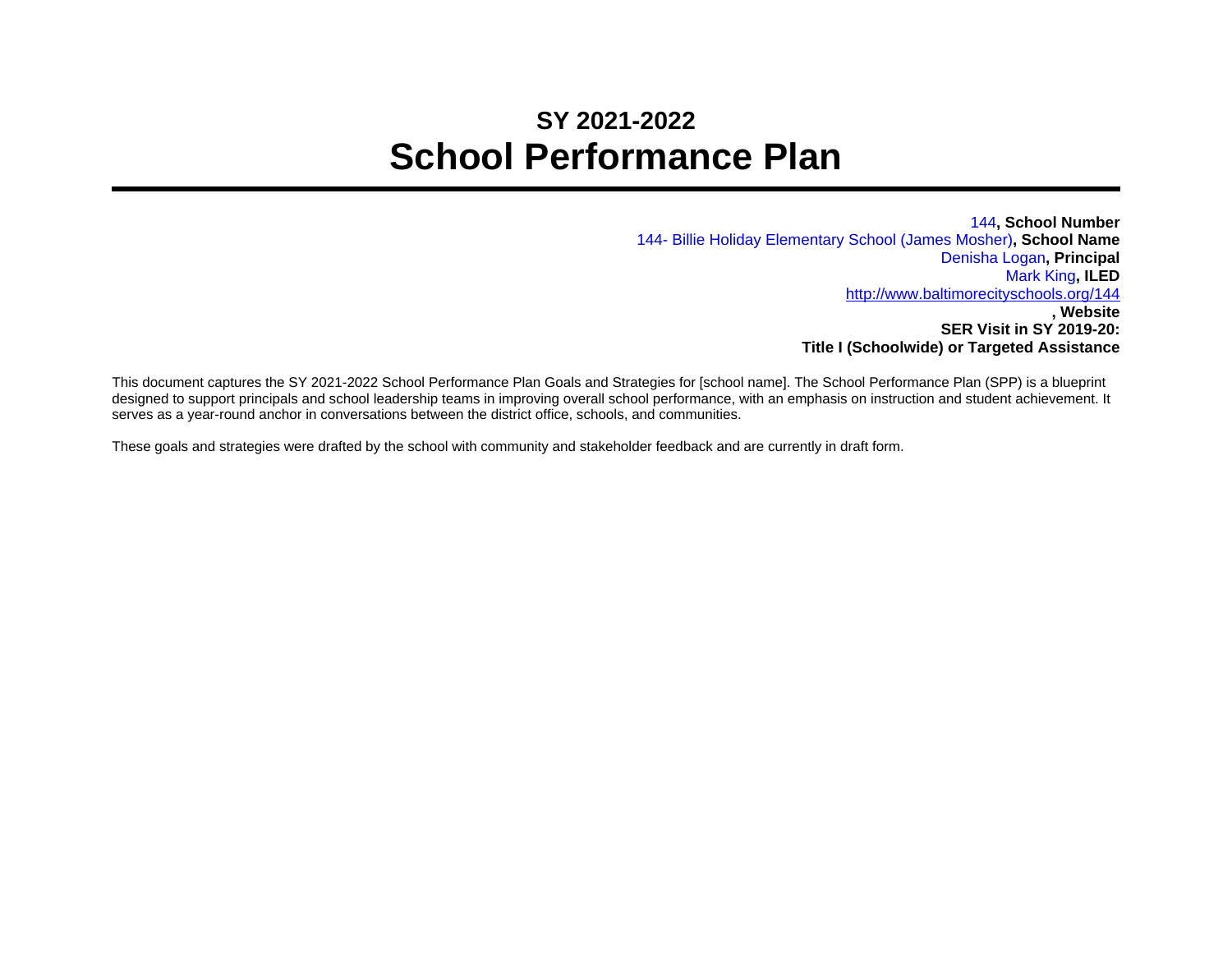# SY 2021-2022
# School Performance Plan

---

144**, School Number**
144- Billie Holiday Elementary School (James Mosher)**, School Name**
Denisha Logan**, Principal**
Mark King**, ILED**
http://www.baltimorecityschools.org/144
**, Website**
**SER Visit in SY 2019-20:**
**Title I (Schoolwide) or Targeted Assistance**

This document captures the SY 2021-2022 School Performance Plan Goals and Strategies for [school name]. The School Performance Plan (SPP) is a blueprint designed to support principals and school leadership teams in improving overall school performance, with an emphasis on instruction and student achievement. It serves as a year-round anchor in conversations between the district office, schools, and communities.

These goals and strategies were drafted by the school with community and stakeholder feedback and are currently in draft form.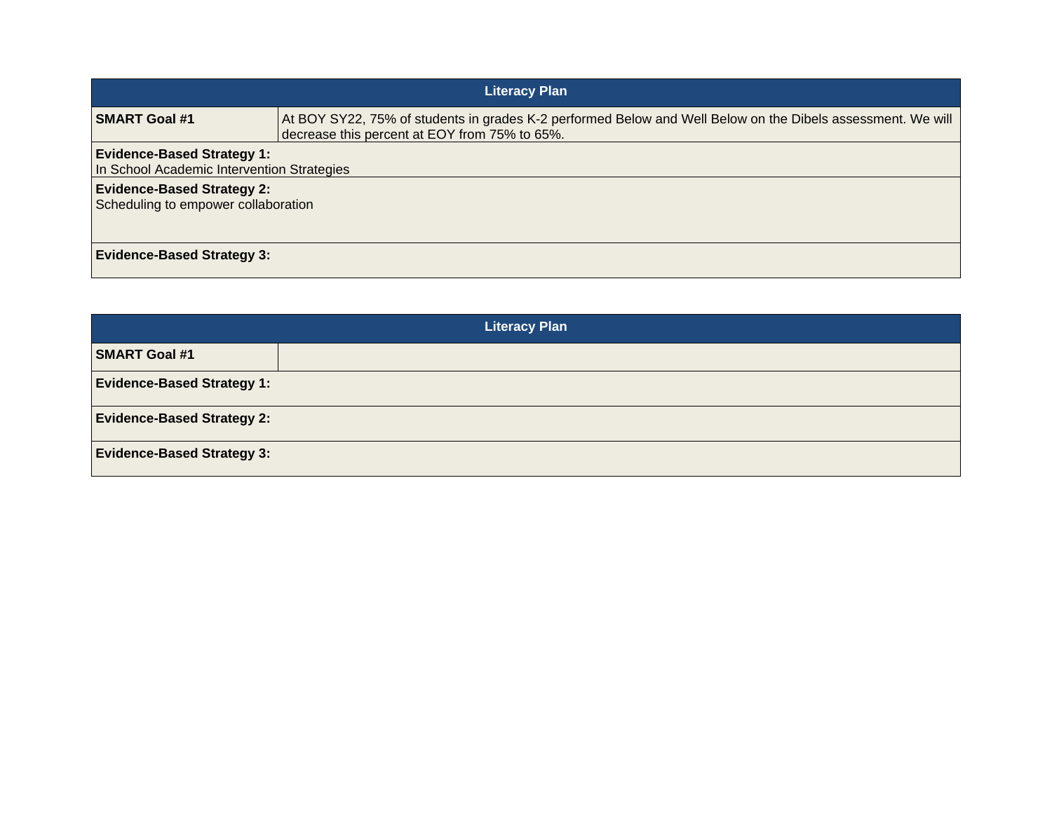| Literacy Plan | |
|---|---|
| **SMART Goal #1** | At BOY SY22, 75% of students in grades K-2 performed Below and Well Below on the Dibels assessment. We will decrease this percent at EOY from 75% to 65%. |
| **Evidence-Based Strategy 1:** In School Academic Intervention Strategies | |
| **Evidence-Based Strategy 2:** Scheduling to empower collaboration | |
| **Evidence-Based Strategy 3:** | |

| Literacy Plan | |
|---|---|
| **SMART Goal #1** | |
| **Evidence-Based Strategy 1:** | |
| **Evidence-Based Strategy 2:** | |
| **Evidence-Based Strategy 3:** | |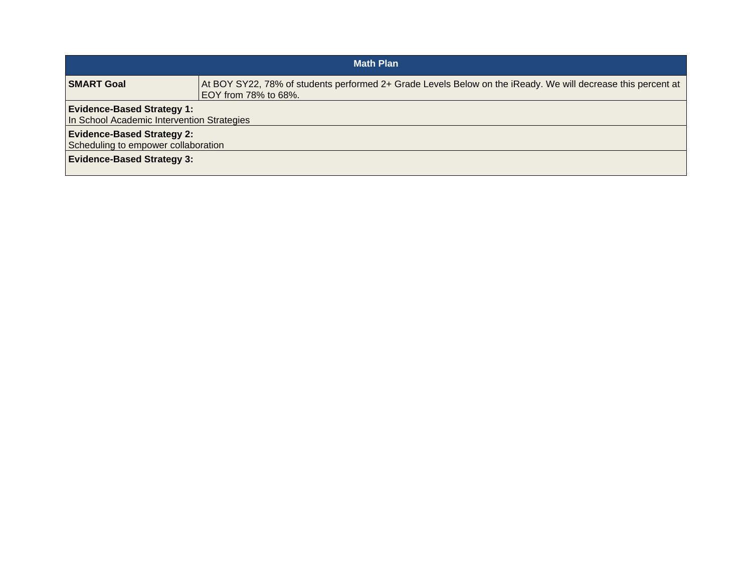| Math Plan | |
|---|---|
| **SMART Goal** | At BOY SY22, 78% of students performed 2+ Grade Levels Below on the iReady. We will decrease this percent at EOY from 78% to 68%. |
| **Evidence-Based Strategy 1:**<br>In School Academic Intervention Strategies | |
| **Evidence-Based Strategy 2:**<br>Scheduling to empower collaboration | |
| **Evidence-Based Strategy 3:** | |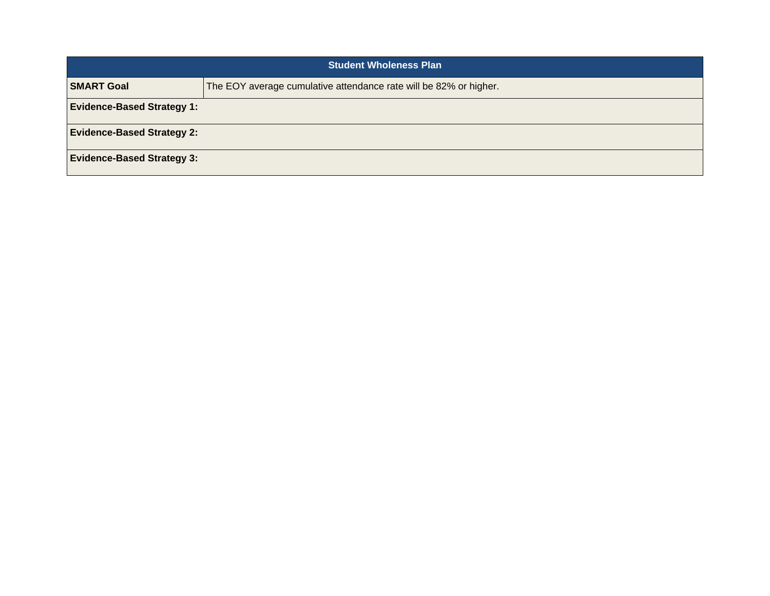| Student Wholeness Plan | |
|---|---|
| **SMART Goal** | The EOY average cumulative attendance rate will be 82% or higher. |
| **Evidence-Based Strategy 1:** | |
| **Evidence-Based Strategy 2:** | |
| **Evidence-Based Strategy 3:** | |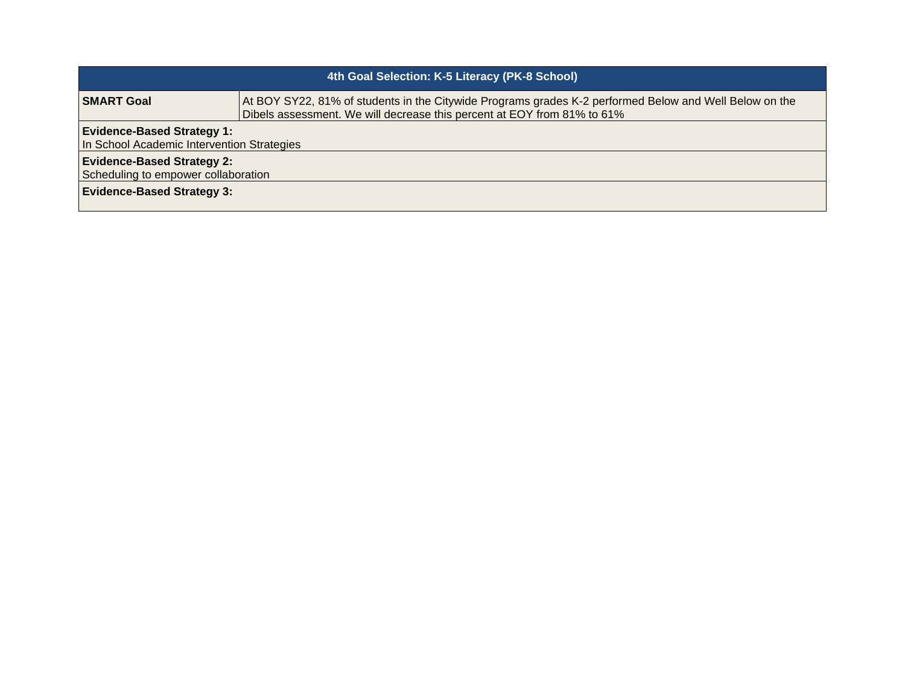| 4th Goal Selection: K-5 Literacy (PK-8 School) | |
|---|---|
| **SMART Goal** | At BOY SY22, 81% of students in the Citywide Programs grades K-2 performed Below and Well Below on the Dibels assessment. We will decrease this percent at EOY from 81% to 61% |
| **Evidence-Based Strategy 1:**<br>In School Academic Intervention Strategies | |
| **Evidence-Based Strategy 2:**<br>Scheduling to empower collaboration | |
| **Evidence-Based Strategy 3:** | |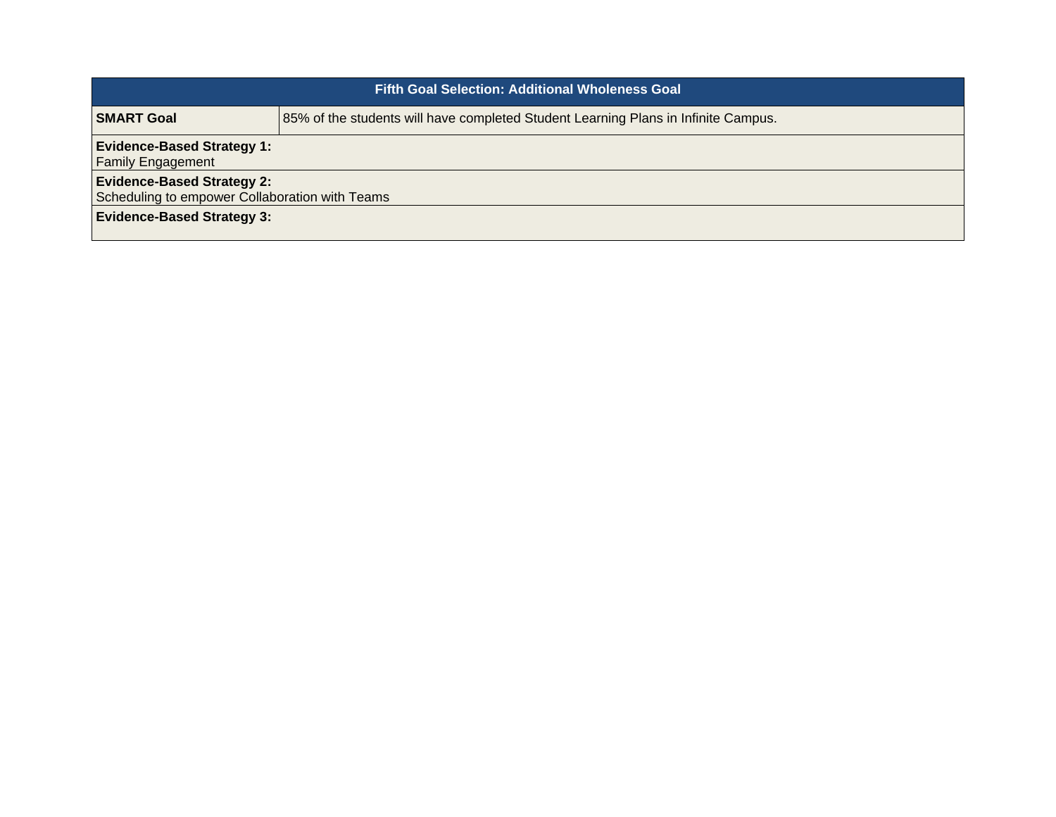| Fifth Goal Selection: Additional Wholeness Goal | |
|---|---|
| **SMART Goal** | 85% of the students will have completed Student Learning Plans in Infinite Campus. |
| **Evidence-Based Strategy 1:**<br>Family Engagement | |
| **Evidence-Based Strategy 2:**<br>Scheduling to empower Collaboration with Teams | |
| **Evidence-Based Strategy 3:** | |